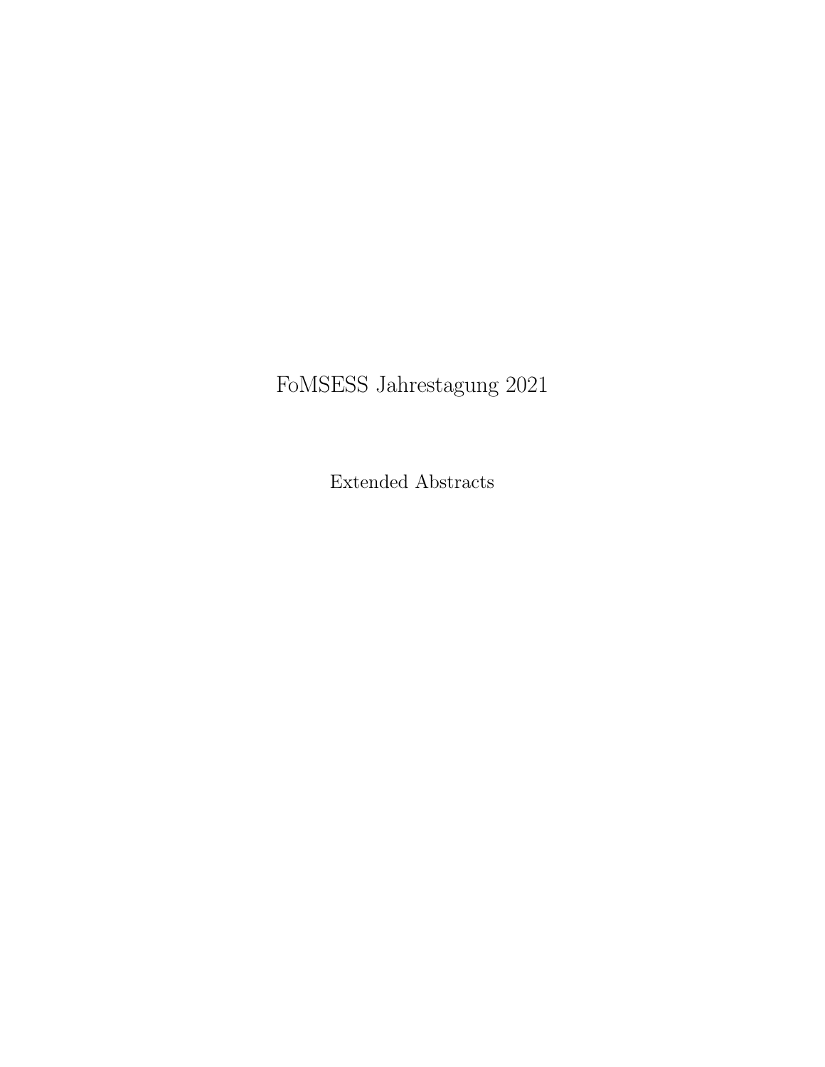# FoMSESS Jahrestagung 2021

Extended Abstracts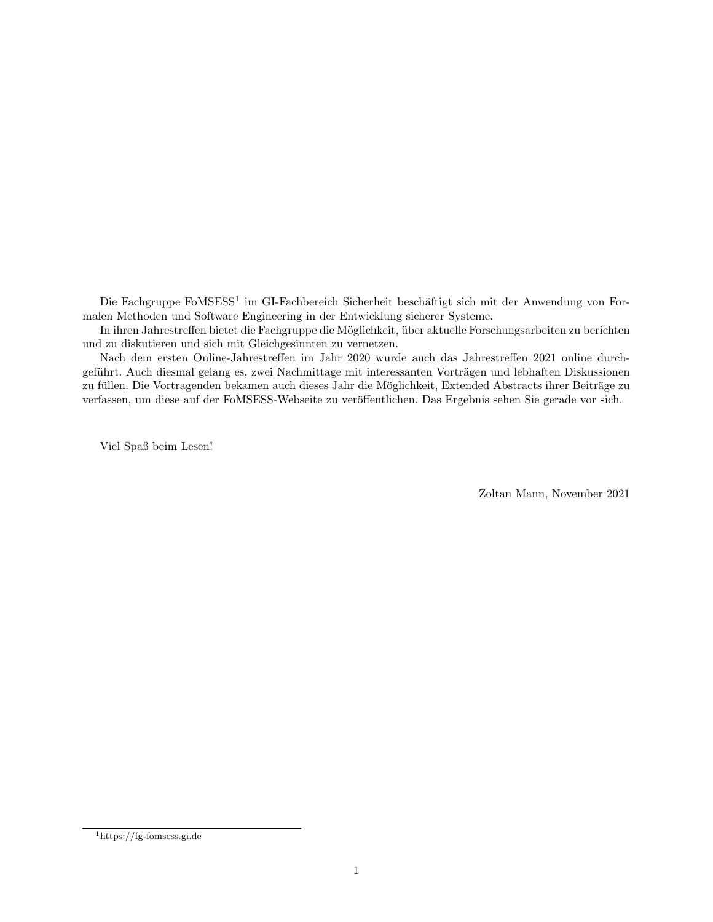Die Fachgruppe FoMSESS[1] im GI-Fachbereich Sicherheit beschäftigt sich mit der Anwendung von Formalen Methoden und Software Engineering in der Entwicklung sicherer Systeme.

In ihren Jahrestreffen bietet die Fachgruppe die Möglichkeit, über aktuelle Forschungsarbeiten zu berichten und zu diskutieren und sich mit Gleichgesinnten zu vernetzen.

Nach dem ersten Online-Jahrestreffen im Jahr 2020 wurde auch das Jahrestreffen 2021 online durchgeführt. Auch diesmal gelang es, zwei Nachmittage mit interessanten Vorträgen und lebhaften Diskussionen zu füllen. Die Vortragenden bekamen auch dieses Jahr die Möglichkeit, Extended Abstracts ihrer Beiträge zu verfassen, um diese auf der FoMSESS-Webseite zu veröffentlichen. Das Ergebnis sehen Sie gerade vor sich.

Viel Spaß beim Lesen!

Zoltan Mann, November 2021

[1] https://fg-fomsess.gi.de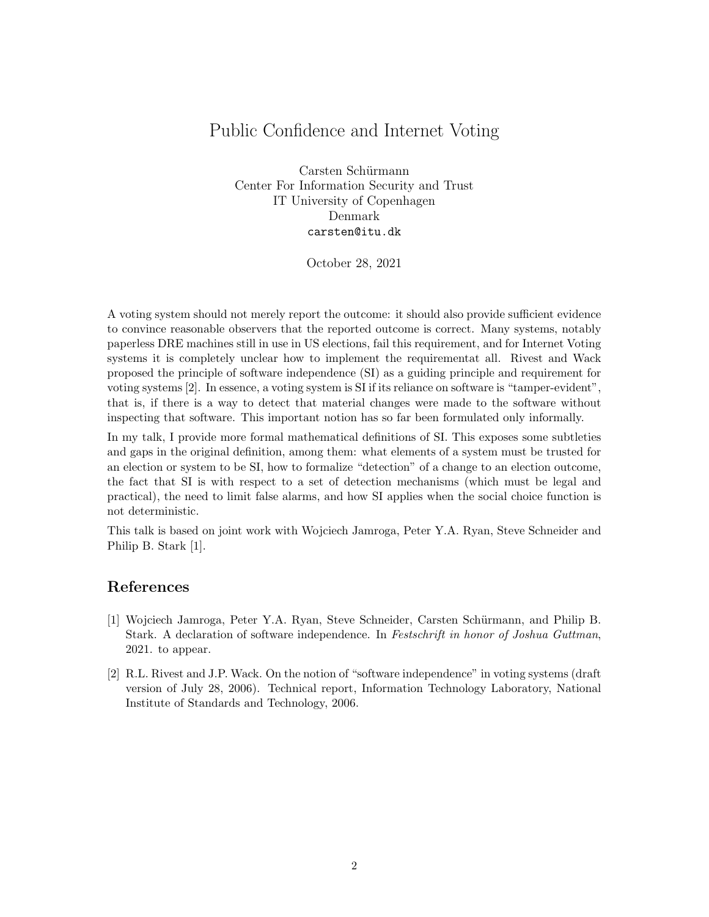# Public Confidence and Internet Voting

Carsten Schürmann
Center For Information Security and Trust
IT University of Copenhagen
Denmark
carsten@itu.dk

October 28, 2021

A voting system should not merely report the outcome: it should also provide sufficient evidence to convince reasonable observers that the reported outcome is correct. Many systems, notably paperless DRE machines still in use in US elections, fail this requirement, and for Internet Voting systems it is completely unclear how to implement the requirementat all. Rivest and Wack proposed the principle of software independence (SI) as a guiding principle and requirement for voting systems [2]. In essence, a voting system is SI if its reliance on software is "tamper-evident", that is, if there is a way to detect that material changes were made to the software without inspecting that software. This important notion has so far been formulated only informally.

In my talk, I provide more formal mathematical definitions of SI. This exposes some subtleties and gaps in the original definition, among them: what elements of a system must be trusted for an election or system to be SI, how to formalize "detection" of a change to an election outcome, the fact that SI is with respect to a set of detection mechanisms (which must be legal and practical), the need to limit false alarms, and how SI applies when the social choice function is not deterministic.

This talk is based on joint work with Wojciech Jamroga, Peter Y.A. Ryan, Steve Schneider and Philip B. Stark [1].

## References

[1] Wojciech Jamroga, Peter Y.A. Ryan, Steve Schneider, Carsten Schürmann, and Philip B. Stark. A declaration of software independence. In *Festschrift in honor of Joshua Guttman*, 2021. to appear.

[2] R.L. Rivest and J.P. Wack. On the notion of "software independence" in voting systems (draft version of July 28, 2006). Technical report, Information Technology Laboratory, National Institute of Standards and Technology, 2006.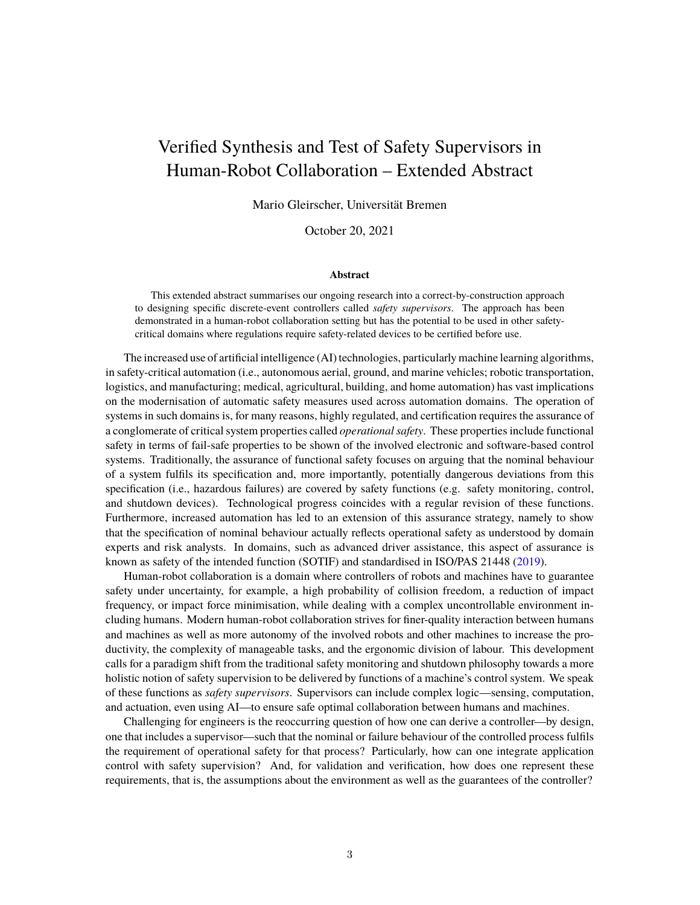# Verified Synthesis and Test of Safety Supervisors in Human-Robot Collaboration – Extended Abstract

Mario Gleirscher, Universität Bremen

October 20, 2021

**Abstract**

This extended abstract summarises our ongoing research into a correct-by-construction approach to designing specific discrete-event controllers called *safety supervisors*. The approach has been demonstrated in a human-robot collaboration setting but has the potential to be used in other safety-critical domains where regulations require safety-related devices to be certified before use.

The increased use of artificial intelligence (AI) technologies, particularly machine learning algorithms, in safety-critical automation (i.e., autonomous aerial, ground, and marine vehicles; robotic transportation, logistics, and manufacturing; medical, agricultural, building, and home automation) has vast implications on the modernisation of automatic safety measures used across automation domains. The operation of systems in such domains is, for many reasons, highly regulated, and certification requires the assurance of a conglomerate of critical system properties called *operational safety*. These properties include functional safety in terms of fail-safe properties to be shown of the involved electronic and software-based control systems. Traditionally, the assurance of functional safety focuses on arguing that the nominal behaviour of a system fulfils its specification and, more importantly, potentially dangerous deviations from this specification (i.e., hazardous failures) are covered by safety functions (e.g. safety monitoring, control, and shutdown devices). Technological progress coincides with a regular revision of these functions. Furthermore, increased automation has led to an extension of this assurance strategy, namely to show that the specification of nominal behaviour actually reflects operational safety as understood by domain experts and risk analysts. In domains, such as advanced driver assistance, this aspect of assurance is known as safety of the intended function (SOTIF) and standardised in ISO/PAS 21448 (2019).

Human-robot collaboration is a domain where controllers of robots and machines have to guarantee safety under uncertainty, for example, a high probability of collision freedom, a reduction of impact frequency, or impact force minimisation, while dealing with a complex uncontrollable environment including humans. Modern human-robot collaboration strives for finer-quality interaction between humans and machines as well as more autonomy of the involved robots and other machines to increase the productivity, the complexity of manageable tasks, and the ergonomic division of labour. This development calls for a paradigm shift from the traditional safety monitoring and shutdown philosophy towards a more holistic notion of safety supervision to be delivered by functions of a machine's control system. We speak of these functions as *safety supervisors*. Supervisors can include complex logic—sensing, computation, and actuation, even using AI—to ensure safe optimal collaboration between humans and machines.

Challenging for engineers is the reoccurring question of how one can derive a controller—by design, one that includes a supervisor—such that the nominal or failure behaviour of the controlled process fulfils the requirement of operational safety for that process? Particularly, how can one integrate application control with safety supervision? And, for validation and verification, how does one represent these requirements, that is, the assumptions about the environment as well as the guarantees of the controller?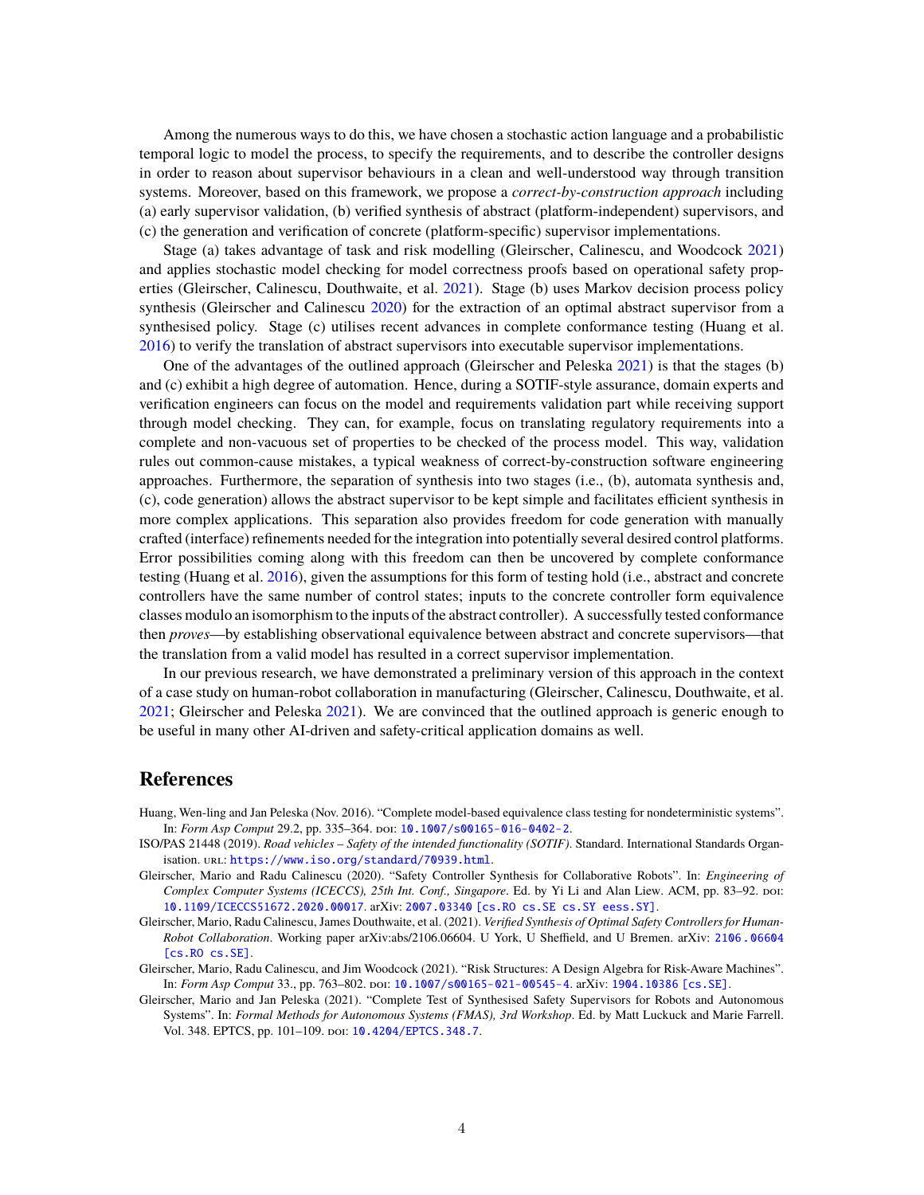Among the numerous ways to do this, we have chosen a stochastic action language and a probabilistic temporal logic to model the process, to specify the requirements, and to describe the controller designs in order to reason about supervisor behaviours in a clean and well-understood way through transition systems. Moreover, based on this framework, we propose a *correct-by-construction approach* including (a) early supervisor validation, (b) verified synthesis of abstract (platform-independent) supervisors, and (c) the generation and verification of concrete (platform-specific) supervisor implementations.

Stage (a) takes advantage of task and risk modelling (Gleirscher, Calinescu, and Woodcock 2021) and applies stochastic model checking for model correctness proofs based on operational safety properties (Gleirscher, Calinescu, Douthwaite, et al. 2021). Stage (b) uses Markov decision process policy synthesis (Gleirscher and Calinescu 2020) for the extraction of an optimal abstract supervisor from a synthesised policy. Stage (c) utilises recent advances in complete conformance testing (Huang et al. 2016) to verify the translation of abstract supervisors into executable supervisor implementations.

One of the advantages of the outlined approach (Gleirscher and Peleska 2021) is that the stages (b) and (c) exhibit a high degree of automation. Hence, during a SOTIF-style assurance, domain experts and verification engineers can focus on the model and requirements validation part while receiving support through model checking. They can, for example, focus on translating regulatory requirements into a complete and non-vacuous set of properties to be checked of the process model. This way, validation rules out common-cause mistakes, a typical weakness of correct-by-construction software engineering approaches. Furthermore, the separation of synthesis into two stages (i.e., (b), automata synthesis and, (c), code generation) allows the abstract supervisor to be kept simple and facilitates efficient synthesis in more complex applications. This separation also provides freedom for code generation with manually crafted (interface) refinements needed for the integration into potentially several desired control platforms. Error possibilities coming along with this freedom can then be uncovered by complete conformance testing (Huang et al. 2016), given the assumptions for this form of testing hold (i.e., abstract and concrete controllers have the same number of control states; inputs to the concrete controller form equivalence classes modulo an isomorphism to the inputs of the abstract controller). A successfully tested conformance then *proves*—by establishing observational equivalence between abstract and concrete supervisors—that the translation from a valid model has resulted in a correct supervisor implementation.

In our previous research, we have demonstrated a preliminary version of this approach in the context of a case study on human-robot collaboration in manufacturing (Gleirscher, Calinescu, Douthwaite, et al. 2021; Gleirscher and Peleska 2021). We are convinced that the outlined approach is generic enough to be useful in many other AI-driven and safety-critical application domains as well.

## References

Huang, Wen-ling and Jan Peleska (Nov. 2016). "Complete model-based equivalence class testing for nondeterministic systems". In: *Form Asp Comput* 29.2, pp. 335–364. doi: 10.1007/s00165-016-0402-2.

ISO/PAS 21448 (2019). *Road vehicles – Safety of the intended functionality (SOTIF)*. Standard. International Standards Organisation. url: https://www.iso.org/standard/70939.html.

Gleirscher, Mario and Radu Calinescu (2020). "Safety Controller Synthesis for Collaborative Robots". In: *Engineering of Complex Computer Systems (ICECCS), 25th Int. Conf., Singapore*. Ed. by Yi Li and Alan Liew. ACM, pp. 83–92. doi: 10.1109/ICECCS51672.2020.00017. arXiv: 2007.03340 [cs.RO cs.SE cs.SY eess.SY].

Gleirscher, Mario, Radu Calinescu, James Douthwaite, et al. (2021). *Verified Synthesis of Optimal Safety Controllers for Human-Robot Collaboration*. Working paper arXiv:abs/2106.06604. U York, U Sheffield, and U Bremen. arXiv: 2106.06604 [cs.RO cs.SE].

Gleirscher, Mario, Radu Calinescu, and Jim Woodcock (2021). "Risk Structures: A Design Algebra for Risk-Aware Machines". In: *Form Asp Comput* 33., pp. 763–802. doi: 10.1007/s00165-021-00545-4. arXiv: 1904.10386 [cs.SE].

Gleirscher, Mario and Jan Peleska (2021). "Complete Test of Synthesised Safety Supervisors for Robots and Autonomous Systems". In: *Formal Methods for Autonomous Systems (FMAS), 3rd Workshop*. Ed. by Matt Luckuck and Marie Farrell. Vol. 348. EPTCS, pp. 101–109. doi: 10.4204/EPTCS.348.7.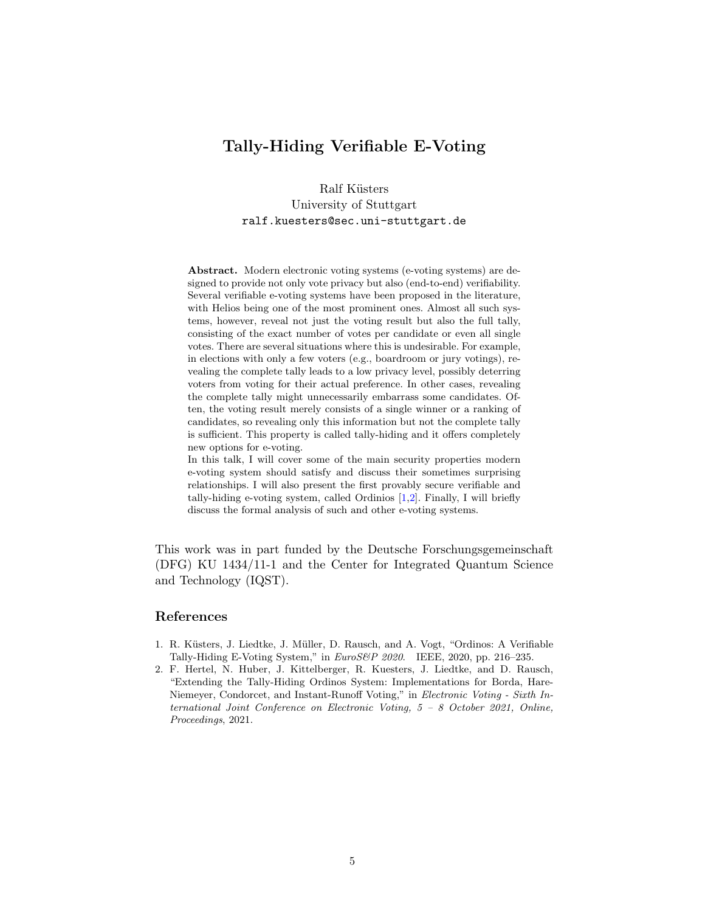# Tally-Hiding Verifiable E-Voting

Ralf Küsters
University of Stuttgart
ralf.kuesters@sec.uni-stuttgart.de

**Abstract.** Modern electronic voting systems (e-voting systems) are designed to provide not only vote privacy but also (end-to-end) verifiability. Several verifiable e-voting systems have been proposed in the literature, with Helios being one of the most prominent ones. Almost all such systems, however, reveal not just the voting result but also the full tally, consisting of the exact number of votes per candidate or even all single votes. There are several situations where this is undesirable. For example, in elections with only a few voters (e.g., boardroom or jury votings), revealing the complete tally leads to a low privacy level, possibly deterring voters from voting for their actual preference. In other cases, revealing the complete tally might unnecessarily embarrass some candidates. Often, the voting result merely consists of a single winner or a ranking of candidates, so revealing only this information but not the complete tally is sufficient. This property is called tally-hiding and it offers completely new options for e-voting.

In this talk, I will cover some of the main security properties modern e-voting system should satisfy and discuss their sometimes surprising relationships. I will also present the first provably secure verifiable and tally-hiding e-voting system, called Ordinios [1,2]. Finally, I will briefly discuss the formal analysis of such and other e-voting systems.

This work was in part funded by the Deutsche Forschungsgemeinschaft (DFG) KU 1434/11-1 and the Center for Integrated Quantum Science and Technology (IQST).

## References

1. R. Küsters, J. Liedtke, J. Müller, D. Rausch, and A. Vogt, "Ordinos: A Verifiable Tally-Hiding E-Voting System," in *EuroS&P 2020*. IEEE, 2020, pp. 216–235.
2. F. Hertel, N. Huber, J. Kittelberger, R. Kuesters, J. Liedtke, and D. Rausch, "Extending the Tally-Hiding Ordinos System: Implementations for Borda, Hare-Niemeyer, Condorcet, and Instant-Runoff Voting," in *Electronic Voting - Sixth International Joint Conference on Electronic Voting, 5 – 8 October 2021, Online, Proceedings*, 2021.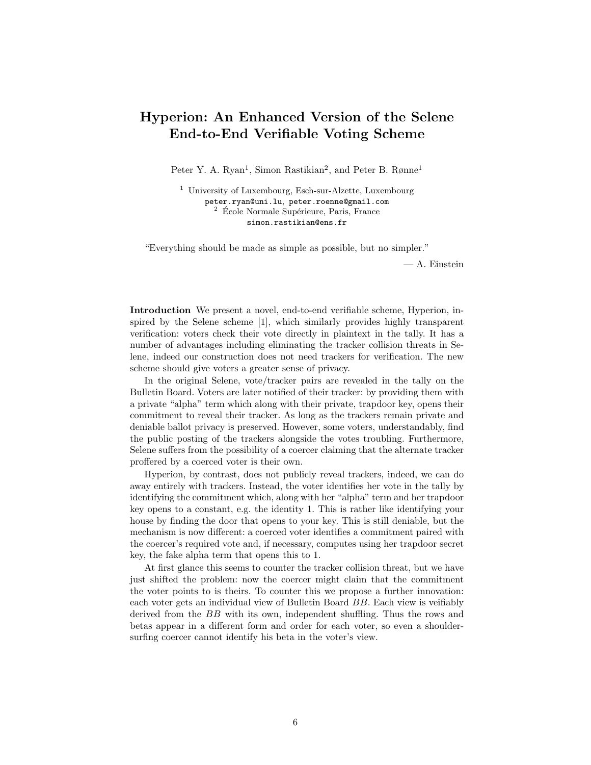# Hyperion: An Enhanced Version of the Selene End-to-End Verifiable Voting Scheme

Peter Y. A. Ryan[1], Simon Rastikian[2], and Peter B. Rønne[1]

[1] University of Luxembourg, Esch-sur-Alzette, Luxembourg
peter.ryan@uni.lu, peter.roenne@gmail.com
[2] École Normale Supérieure, Paris, France
simon.rastikian@ens.fr

"Everything should be made as simple as possible, but no simpler."

— A. Einstein

**Introduction** We present a novel, end-to-end verifiable scheme, Hyperion, inspired by the Selene scheme [1], which similarly provides highly transparent verification: voters check their vote directly in plaintext in the tally. It has a number of advantages including eliminating the tracker collision threats in Selene, indeed our construction does not need trackers for verification. The new scheme should give voters a greater sense of privacy.

In the original Selene, vote/tracker pairs are revealed in the tally on the Bulletin Board. Voters are later notified of their tracker: by providing them with a private "alpha" term which along with their private, trapdoor key, opens their commitment to reveal their tracker. As long as the trackers remain private and deniable ballot privacy is preserved. However, some voters, understandably, find the public posting of the trackers alongside the votes troubling. Furthermore, Selene suffers from the possibility of a coercer claiming that the alternate tracker proffered by a coerced voter is their own.

Hyperion, by contrast, does not publicly reveal trackers, indeed, we can do away entirely with trackers. Instead, the voter identifies her vote in the tally by identifying the commitment which, along with her "alpha" term and her trapdoor key opens to a constant, e.g. the identity 1. This is rather like identifying your house by finding the door that opens to your key. This is still deniable, but the mechanism is now different: a coerced voter identifies a commitment paired with the coercer's required vote and, if necessary, computes using her trapdoor secret key, the fake alpha term that opens this to 1.

At first glance this seems to counter the tracker collision threat, but we have just shifted the problem: now the coercer might claim that the commitment the voter points to is theirs. To counter this we propose a further innovation: each voter gets an individual view of Bulletin Board $BB$. Each view is veifiably derived from the $BB$ with its own, independent shuffling. Thus the rows and betas appear in a different form and order for each voter, so even a shoulder-surfing coercer cannot identify his beta in the voter's view.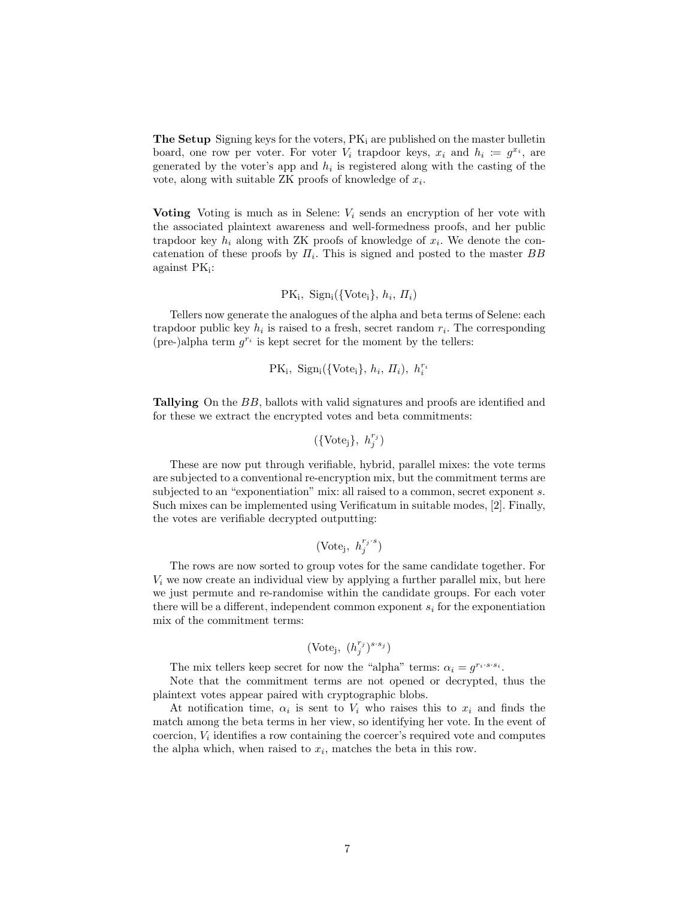**The Setup** Signing keys for the voters, $\mathrm{PK_i}$ are published on the master bulletin board, one row per voter. For voter $V_i$ trapdoor keys, $x_i$ and $h_i := g^{x_i}$, are generated by the voter's app and $h_i$ is registered along with the casting of the vote, along with suitable ZK proofs of knowledge of $x_i$.

**Voting** Voting is much as in Selene: $V_i$ sends an encryption of her vote with the associated plaintext awareness and well-formedness proofs, and her public trapdoor key $h_i$ along with ZK proofs of knowledge of $x_i$. We denote the concatenation of these proofs by $\Pi_i$. This is signed and posted to the master $BB$ against $\mathrm{PK_i}$:

$$\mathrm{PK_i},\ \mathrm{Sign_i}(\{\mathrm{Vote_i}\},\, h_i,\, \Pi_i)$$

Tellers now generate the analogues of the alpha and beta terms of Selene: each trapdoor public key $h_i$ is raised to a fresh, secret random $r_i$. The corresponding (pre-)alpha term $g^{r_i}$ is kept secret for the moment by the tellers:

$$\mathrm{PK_i},\ \mathrm{Sign_i}(\{\mathrm{Vote_i}\},\, h_i,\, \Pi_i),\ h_i^{r_i}$$

**Tallying** On the $BB$, ballots with valid signatures and proofs are identified and for these we extract the encrypted votes and beta commitments:

$$(\{\mathrm{Vote_j}\},\ h_j^{r_j})$$

These are now put through verifiable, hybrid, parallel mixes: the vote terms are subjected to a conventional re-encryption mix, but the commitment terms are subjected to an "exponentiation" mix: all raised to a common, secret exponent $s$. Such mixes can be implemented using Verificatum in suitable modes, [2]. Finally, the votes are verifiable decrypted outputting:

$$(\mathrm{Vote_j},\ h_j^{r_j \cdot s})$$

The rows are now sorted to group votes for the same candidate together. For $V_i$ we now create an individual view by applying a further parallel mix, but here we just permute and re-randomise within the candidate groups. For each voter there will be a different, independent common exponent $s_i$ for the exponentiation mix of the commitment terms:

$$(\mathrm{Vote_j},\ (h_j^{r_j})^{s \cdot s_j})$$

The mix tellers keep secret for now the "alpha" terms: $\alpha_i = g^{r_i \cdot s \cdot s_i}$.

Note that the commitment terms are not opened or decrypted, thus the plaintext votes appear paired with cryptographic blobs.

At notification time, $\alpha_i$ is sent to $V_i$ who raises this to $x_i$ and finds the match among the beta terms in her view, so identifying her vote. In the event of coercion, $V_i$ identifies a row containing the coercer's required vote and computes the alpha which, when raised to $x_i$, matches the beta in this row.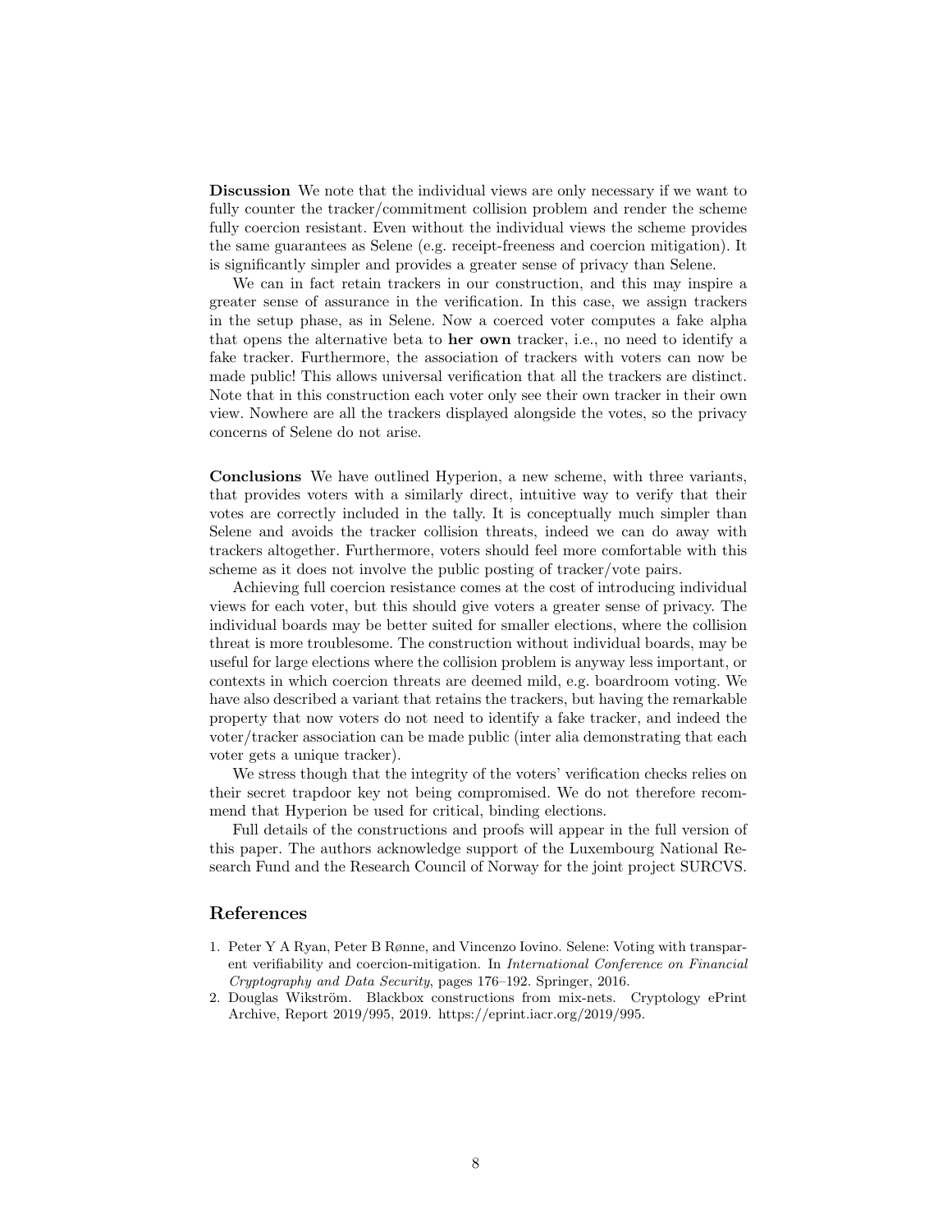**Discussion** We note that the individual views are only necessary if we want to fully counter the tracker/commitment collision problem and render the scheme fully coercion resistant. Even without the individual views the scheme provides the same guarantees as Selene (e.g. receipt-freeness and coercion mitigation). It is significantly simpler and provides a greater sense of privacy than Selene.

We can in fact retain trackers in our construction, and this may inspire a greater sense of assurance in the verification. In this case, we assign trackers in the setup phase, as in Selene. Now a coerced voter computes a fake alpha that opens the alternative beta to **her own** tracker, i.e., no need to identify a fake tracker. Furthermore, the association of trackers with voters can now be made public! This allows universal verification that all the trackers are distinct. Note that in this construction each voter only see their own tracker in their own view. Nowhere are all the trackers displayed alongside the votes, so the privacy concerns of Selene do not arise.

**Conclusions** We have outlined Hyperion, a new scheme, with three variants, that provides voters with a similarly direct, intuitive way to verify that their votes are correctly included in the tally. It is conceptually much simpler than Selene and avoids the tracker collision threats, indeed we can do away with trackers altogether. Furthermore, voters should feel more comfortable with this scheme as it does not involve the public posting of tracker/vote pairs.

Achieving full coercion resistance comes at the cost of introducing individual views for each voter, but this should give voters a greater sense of privacy. The individual boards may be better suited for smaller elections, where the collision threat is more troublesome. The construction without individual boards, may be useful for large elections where the collision problem is anyway less important, or contexts in which coercion threats are deemed mild, e.g. boardroom voting. We have also described a variant that retains the trackers, but having the remarkable property that now voters do not need to identify a fake tracker, and indeed the voter/tracker association can be made public (inter alia demonstrating that each voter gets a unique tracker).

We stress though that the integrity of the voters' verification checks relies on their secret trapdoor key not being compromised. We do not therefore recommend that Hyperion be used for critical, binding elections.

Full details of the constructions and proofs will appear in the full version of this paper. The authors acknowledge support of the Luxembourg National Research Fund and the Research Council of Norway for the joint project SURCVS.

## References

1. Peter Y A Ryan, Peter B Rønne, and Vincenzo Iovino. Selene: Voting with transparent verifiability and coercion-mitigation. In *International Conference on Financial Cryptography and Data Security*, pages 176–192. Springer, 2016.
2. Douglas Wikström. Blackbox constructions from mix-nets. Cryptology ePrint Archive, Report 2019/995, 2019. https://eprint.iacr.org/2019/995.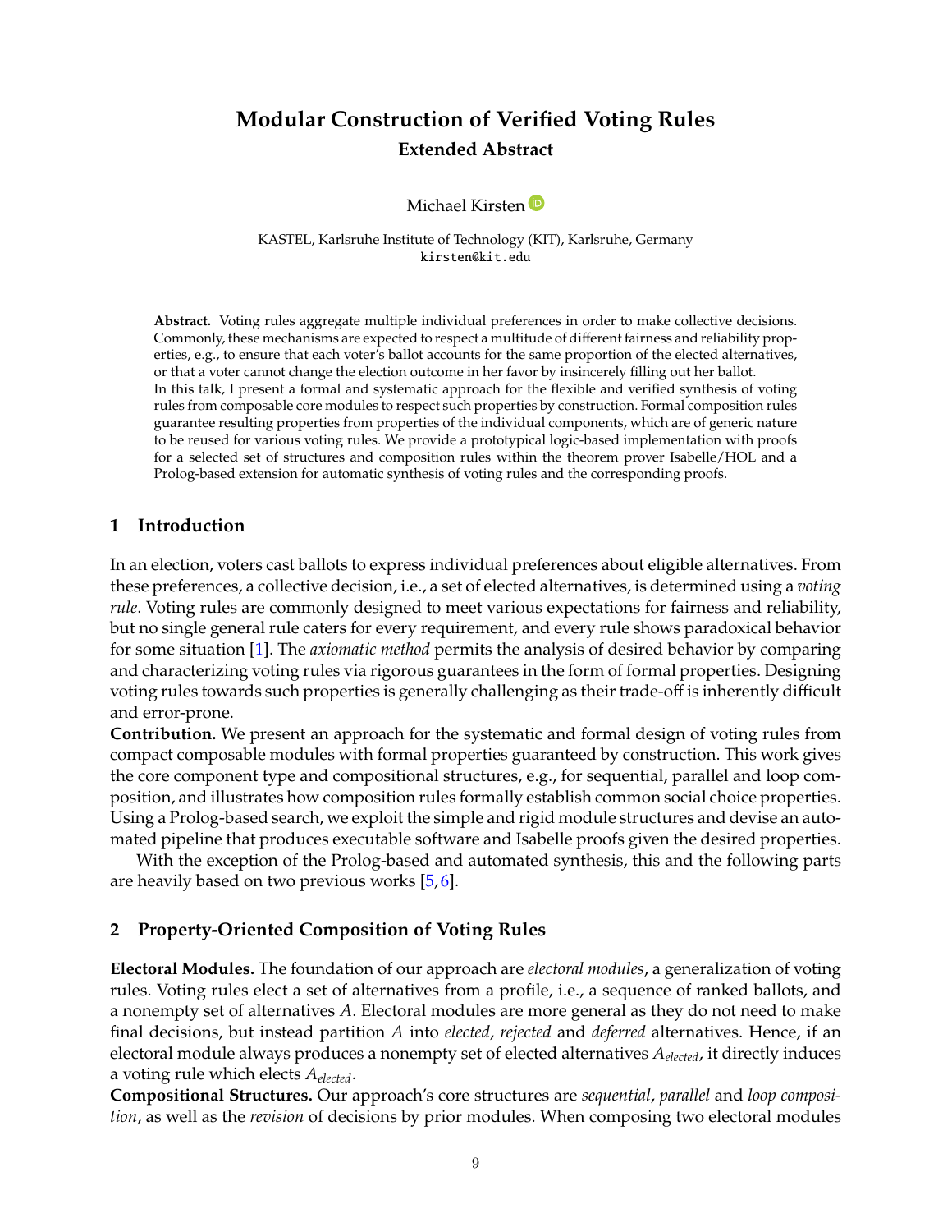# Modular Construction of Verified Voting Rules

## Extended Abstract

Michael Kirsten

KASTEL, Karlsruhe Institute of Technology (KIT), Karlsruhe, Germany
kirsten@kit.edu

**Abstract.** Voting rules aggregate multiple individual preferences in order to make collective decisions. Commonly, these mechanisms are expected to respect a multitude of different fairness and reliability properties, e.g., to ensure that each voter's ballot accounts for the same proportion of the elected alternatives, or that a voter cannot change the election outcome in her favor by insincerely filling out her ballot.
In this talk, I present a formal and systematic approach for the flexible and verified synthesis of voting rules from composable core modules to respect such properties by construction. Formal composition rules guarantee resulting properties from properties of the individual components, which are of generic nature to be reused for various voting rules. We provide a prototypical logic-based implementation with proofs for a selected set of structures and composition rules within the theorem prover Isabelle/HOL and a Prolog-based extension for automatic synthesis of voting rules and the corresponding proofs.

## 1 Introduction

In an election, voters cast ballots to express individual preferences about eligible alternatives. From these preferences, a collective decision, i.e., a set of elected alternatives, is determined using a *voting rule*. Voting rules are commonly designed to meet various expectations for fairness and reliability, but no single general rule caters for every requirement, and every rule shows paradoxical behavior for some situation [1]. The *axiomatic method* permits the analysis of desired behavior by comparing and characterizing voting rules via rigorous guarantees in the form of formal properties. Designing voting rules towards such properties is generally challenging as their trade-off is inherently difficult and error-prone.

**Contribution.** We present an approach for the systematic and formal design of voting rules from compact composable modules with formal properties guaranteed by construction. This work gives the core component type and compositional structures, e.g., for sequential, parallel and loop composition, and illustrates how composition rules formally establish common social choice properties. Using a Prolog-based search, we exploit the simple and rigid module structures and devise an automated pipeline that produces executable software and Isabelle proofs given the desired properties.

With the exception of the Prolog-based and automated synthesis, this and the following parts are heavily based on two previous works [5,6].

## 2 Property-Oriented Composition of Voting Rules

**Electoral Modules.** The foundation of our approach are *electoral modules*, a generalization of voting rules. Voting rules elect a set of alternatives from a profile, i.e., a sequence of ranked ballots, and a nonempty set of alternatives $A$. Electoral modules are more general as they do not need to make final decisions, but instead partition $A$ into *elected*, *rejected* and *deferred* alternatives. Hence, if an electoral module always produces a nonempty set of elected alternatives $A_{elected}$, it directly induces a voting rule which elects $A_{elected}$.

**Compositional Structures.** Our approach's core structures are *sequential*, *parallel* and *loop composition*, as well as the *revision* of decisions by prior modules. When composing two electoral modules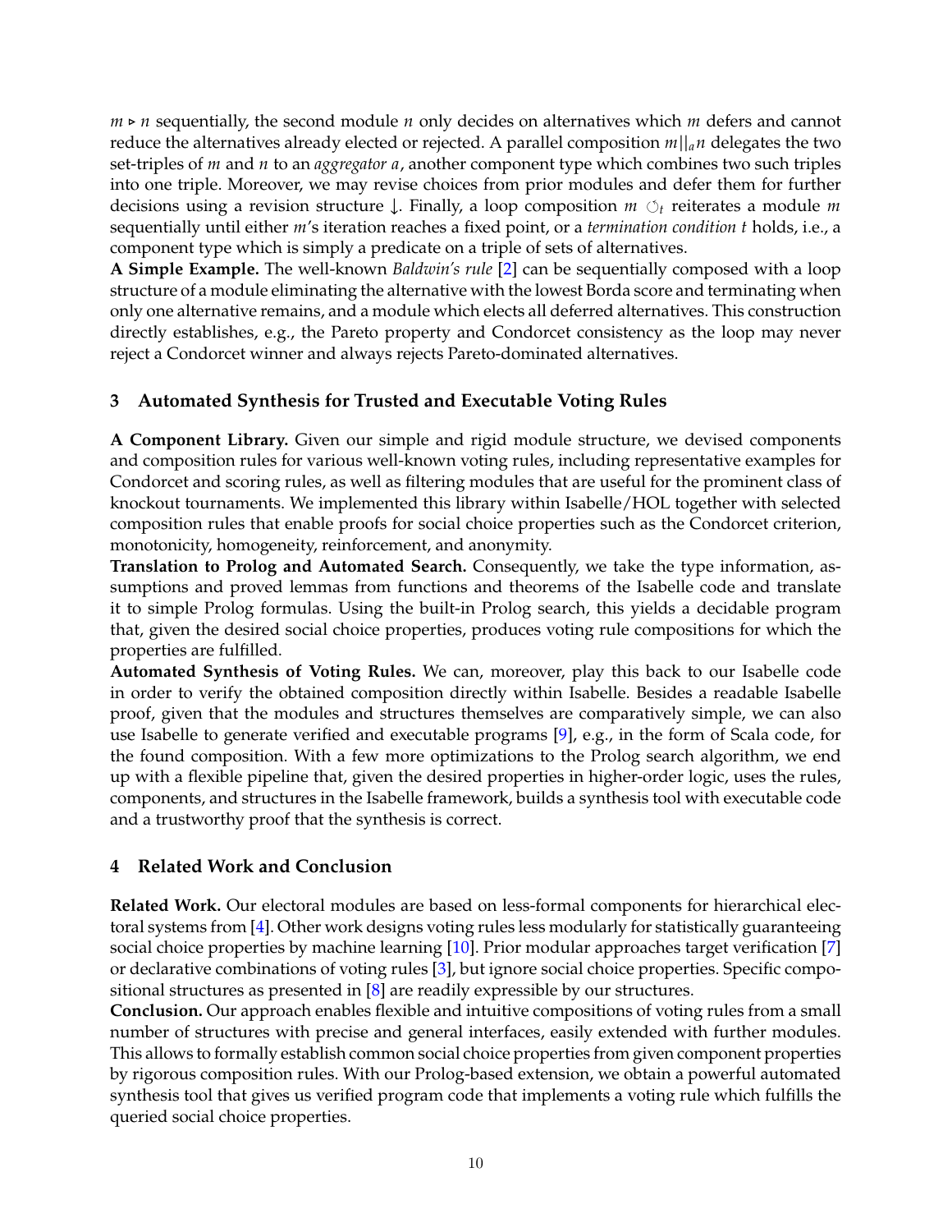$m \triangleright n$ sequentially, the second module $n$ only decides on alternatives which $m$ defers and cannot reduce the alternatives already elected or rejected. A parallel composition $m||_a n$ delegates the two set-triples of $m$ and $n$ to an *aggregator* $a$, another component type which combines two such triples into one triple. Moreover, we may revise choices from prior modules and defer them for further decisions using a revision structure $\downarrow$. Finally, a loop composition $m \circlearrowleft_t$ reiterates a module $m$ sequentially until either $m$'s iteration reaches a fixed point, or a *termination condition* $t$ holds, i.e., a component type which is simply a predicate on a triple of sets of alternatives.

**A Simple Example.** The well-known *Baldwin's rule* [2] can be sequentially composed with a loop structure of a module eliminating the alternative with the lowest Borda score and terminating when only one alternative remains, and a module which elects all deferred alternatives. This construction directly establishes, e.g., the Pareto property and Condorcet consistency as the loop may never reject a Condorcet winner and always rejects Pareto-dominated alternatives.

## 3 Automated Synthesis for Trusted and Executable Voting Rules

**A Component Library.** Given our simple and rigid module structure, we devised components and composition rules for various well-known voting rules, including representative examples for Condorcet and scoring rules, as well as filtering modules that are useful for the prominent class of knockout tournaments. We implemented this library within Isabelle/HOL together with selected composition rules that enable proofs for social choice properties such as the Condorcet criterion, monotonicity, homogeneity, reinforcement, and anonymity.

**Translation to Prolog and Automated Search.** Consequently, we take the type information, assumptions and proved lemmas from functions and theorems of the Isabelle code and translate it to simple Prolog formulas. Using the built-in Prolog search, this yields a decidable program that, given the desired social choice properties, produces voting rule compositions for which the properties are fulfilled.

**Automated Synthesis of Voting Rules.** We can, moreover, play this back to our Isabelle code in order to verify the obtained composition directly within Isabelle. Besides a readable Isabelle proof, given that the modules and structures themselves are comparatively simple, we can also use Isabelle to generate verified and executable programs [9], e.g., in the form of Scala code, for the found composition. With a few more optimizations to the Prolog search algorithm, we end up with a flexible pipeline that, given the desired properties in higher-order logic, uses the rules, components, and structures in the Isabelle framework, builds a synthesis tool with executable code and a trustworthy proof that the synthesis is correct.

## 4 Related Work and Conclusion

**Related Work.** Our electoral modules are based on less-formal components for hierarchical electoral systems from [4]. Other work designs voting rules less modularly for statistically guaranteeing social choice properties by machine learning [10]. Prior modular approaches target verification [7] or declarative combinations of voting rules [3], but ignore social choice properties. Specific compositional structures as presented in [8] are readily expressible by our structures.

**Conclusion.** Our approach enables flexible and intuitive compositions of voting rules from a small number of structures with precise and general interfaces, easily extended with further modules. This allows to formally establish common social choice properties from given component properties by rigorous composition rules. With our Prolog-based extension, we obtain a powerful automated synthesis tool that gives us verified program code that implements a voting rule which fulfills the queried social choice properties.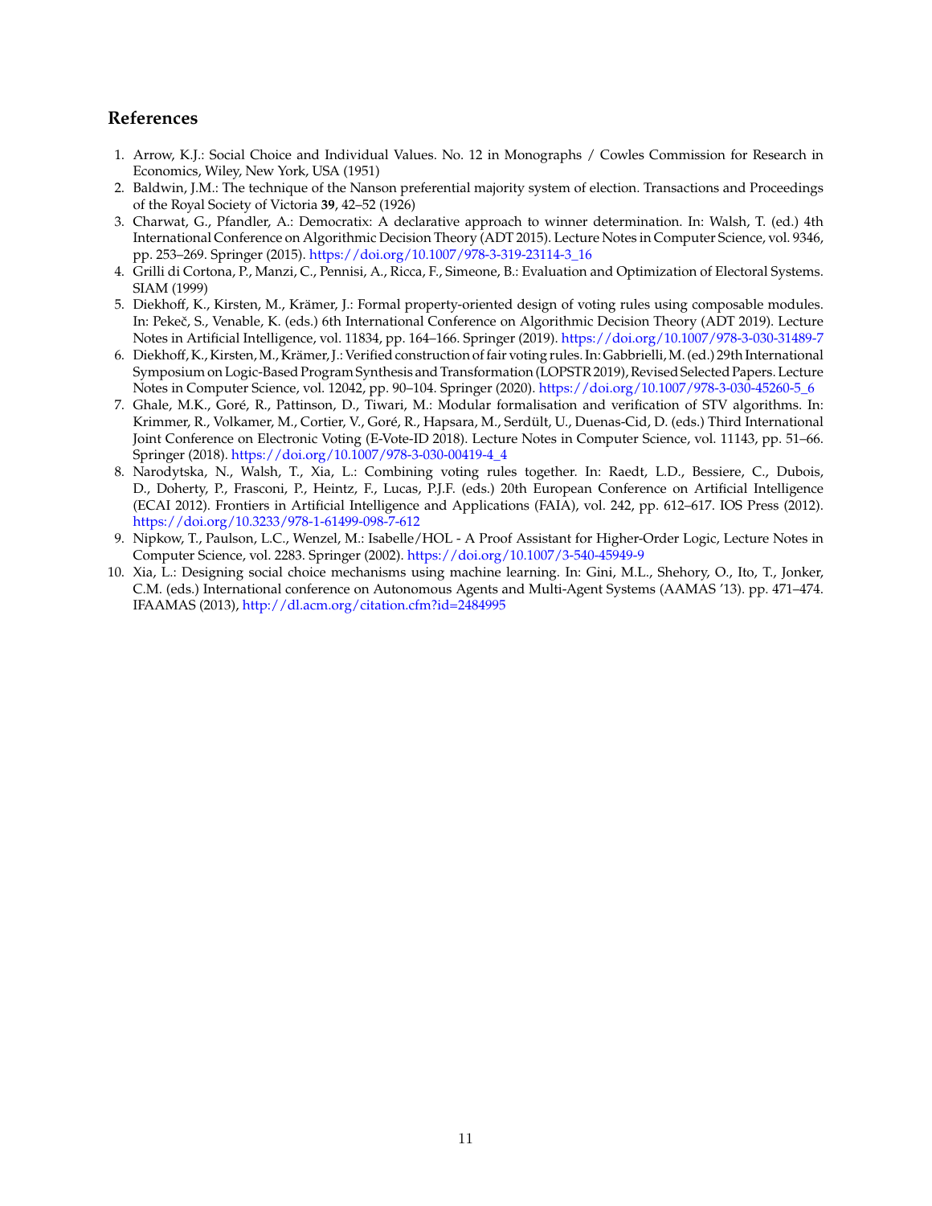## References

1. Arrow, K.J.: Social Choice and Individual Values. No. 12 in Monographs / Cowles Commission for Research in Economics, Wiley, New York, USA (1951)
2. Baldwin, J.M.: The technique of the Nanson preferential majority system of election. Transactions and Proceedings of the Royal Society of Victoria **39**, 42–52 (1926)
3. Charwat, G., Pfandler, A.: Democratix: A declarative approach to winner determination. In: Walsh, T. (ed.) 4th International Conference on Algorithmic Decision Theory (ADT 2015). Lecture Notes in Computer Science, vol. 9346, pp. 253–269. Springer (2015). https://doi.org/10.1007/978-3-319-23114-3_16
4. Grilli di Cortona, P., Manzi, C., Pennisi, A., Ricca, F., Simeone, B.: Evaluation and Optimization of Electoral Systems. SIAM (1999)
5. Diekhoff, K., Kirsten, M., Krämer, J.: Formal property-oriented design of voting rules using composable modules. In: Pekeč, S., Venable, K. (eds.) 6th International Conference on Algorithmic Decision Theory (ADT 2019). Lecture Notes in Artificial Intelligence, vol. 11834, pp. 164–166. Springer (2019). https://doi.org/10.1007/978-3-030-31489-7
6. Diekhoff, K., Kirsten, M., Krämer, J.: Verified construction of fair voting rules. In: Gabbrielli, M. (ed.) 29th International Symposium on Logic-Based Program Synthesis and Transformation (LOPSTR 2019), Revised Selected Papers. Lecture Notes in Computer Science, vol. 12042, pp. 90–104. Springer (2020). https://doi.org/10.1007/978-3-030-45260-5_6
7. Ghale, M.K., Goré, R., Pattinson, D., Tiwari, M.: Modular formalisation and verification of STV algorithms. In: Krimmer, R., Volkamer, M., Cortier, V., Goré, R., Hapsara, M., Serdült, U., Duenas-Cid, D. (eds.) Third International Joint Conference on Electronic Voting (E-Vote-ID 2018). Lecture Notes in Computer Science, vol. 11143, pp. 51–66. Springer (2018). https://doi.org/10.1007/978-3-030-00419-4_4
8. Narodytska, N., Walsh, T., Xia, L.: Combining voting rules together. In: Raedt, L.D., Bessiere, C., Dubois, D., Doherty, P., Frasconi, P., Heintz, F., Lucas, P.J.F. (eds.) 20th European Conference on Artificial Intelligence (ECAI 2012). Frontiers in Artificial Intelligence and Applications (FAIA), vol. 242, pp. 612–617. IOS Press (2012). https://doi.org/10.3233/978-1-61499-098-7-612
9. Nipkow, T., Paulson, L.C., Wenzel, M.: Isabelle/HOL - A Proof Assistant for Higher-Order Logic, Lecture Notes in Computer Science, vol. 2283. Springer (2002). https://doi.org/10.1007/3-540-45949-9
10. Xia, L.: Designing social choice mechanisms using machine learning. In: Gini, M.L., Shehory, O., Ito, T., Jonker, C.M. (eds.) International conference on Autonomous Agents and Multi-Agent Systems (AAMAS '13). pp. 471–474. IFAAMAS (2013), http://dl.acm.org/citation.cfm?id=2484995